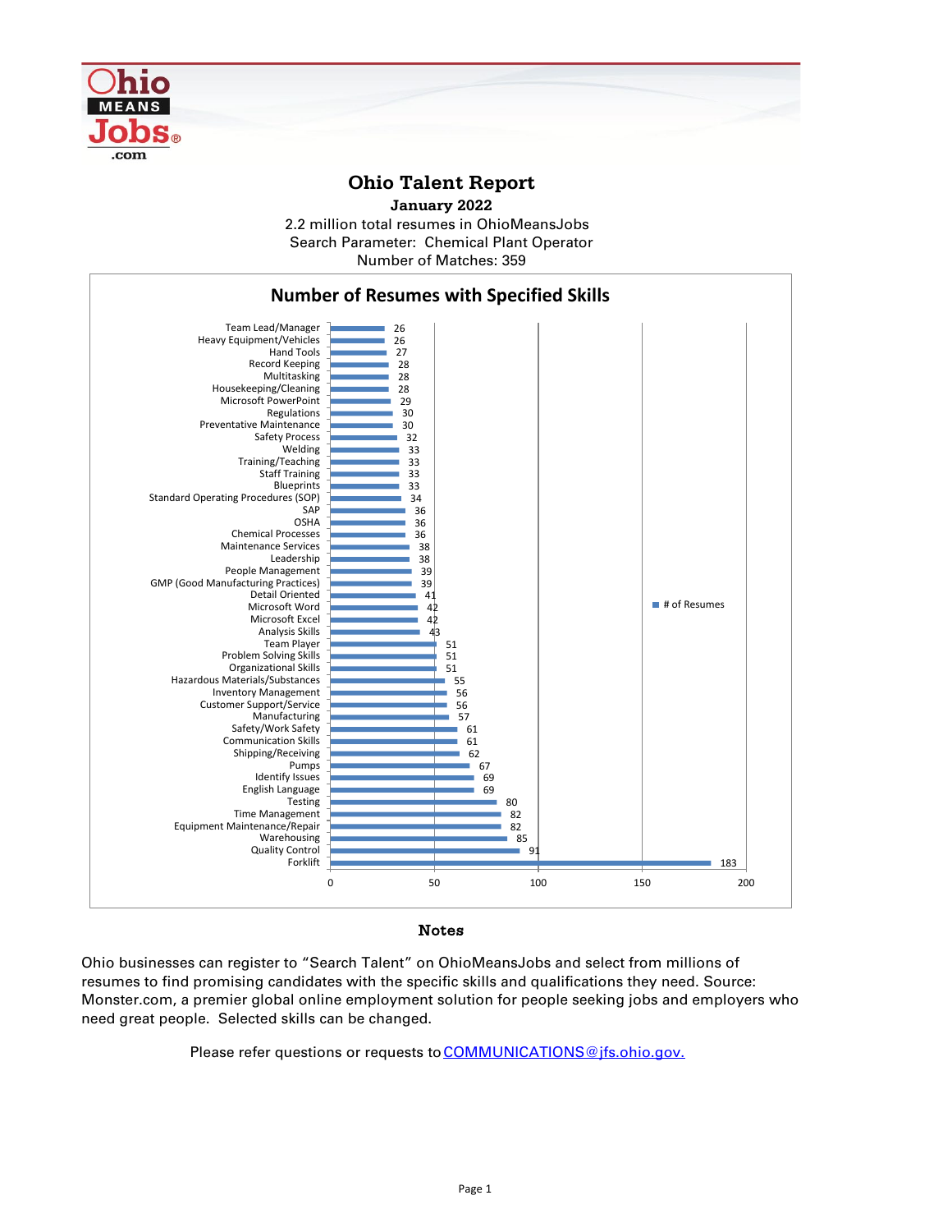# Ohio Talent Report

**January 2022**

2.2 million total resumes in OhioMeansJobs

Search Parameter: Chemical Plant Operator

Number of Matches: 359

## Number of Resumes with Specified Skills

| Skill | # of Resumes |
|---|---|
| Team Lead/Manager | 26 |
| Heavy Equipment/Vehicles | 26 |
| Hand Tools | 27 |
| Record Keeping | 28 |
| Multitasking | 28 |
| Housekeeping/Cleaning | 28 |
| Microsoft PowerPoint | 29 |
| Regulations | 30 |
| Preventative Maintenance | 30 |
| Safety Process | 32 |
| Welding | 33 |
| Training/Teaching | 33 |
| Staff Training | 33 |
| Blueprints | 33 |
| Standard Operating Procedures (SOP) | 34 |
| SAP | 36 |
| OSHA | 36 |
| Chemical Processes | 36 |
| Maintenance Services | 38 |
| Leadership | 38 |
| People Management | 39 |
| GMP (Good Manufacturing Practices) | 39 |
| Detail Oriented | 41 |
| Microsoft Word | 42 |
| Microsoft Excel | 42 |
| Analysis Skills | 43 |
| Team Player | 51 |
| Problem Solving Skills | 51 |
| Organizational Skills | 51 |
| Hazardous Materials/Substances | 55 |
| Inventory Management | 56 |
| Customer Support/Service | 56 |
| Manufacturing | 57 |
| Safety/Work Safety | 61 |
| Communication Skills | 61 |
| Shipping/Receiving | 62 |
| Pumps | 67 |
| Identify Issues | 69 |
| English Language | 69 |
| Testing | 80 |
| Time Management | 82 |
| Equipment Maintenance/Repair | 82 |
| Warehousing | 85 |
| Quality Control | 91 |
| Forklift | 183 |

## Notes

Ohio businesses can register to "Search Talent" on OhioMeansJobs and select from millions of resumes to find promising candidates with the specific skills and qualifications they need. Source: Monster.com, a premier global online employment solution for people seeking jobs and employers who need great people. Selected skills can be changed.

Please refer questions or requests to COMMUNICATIONS@jfs.ohio.gov.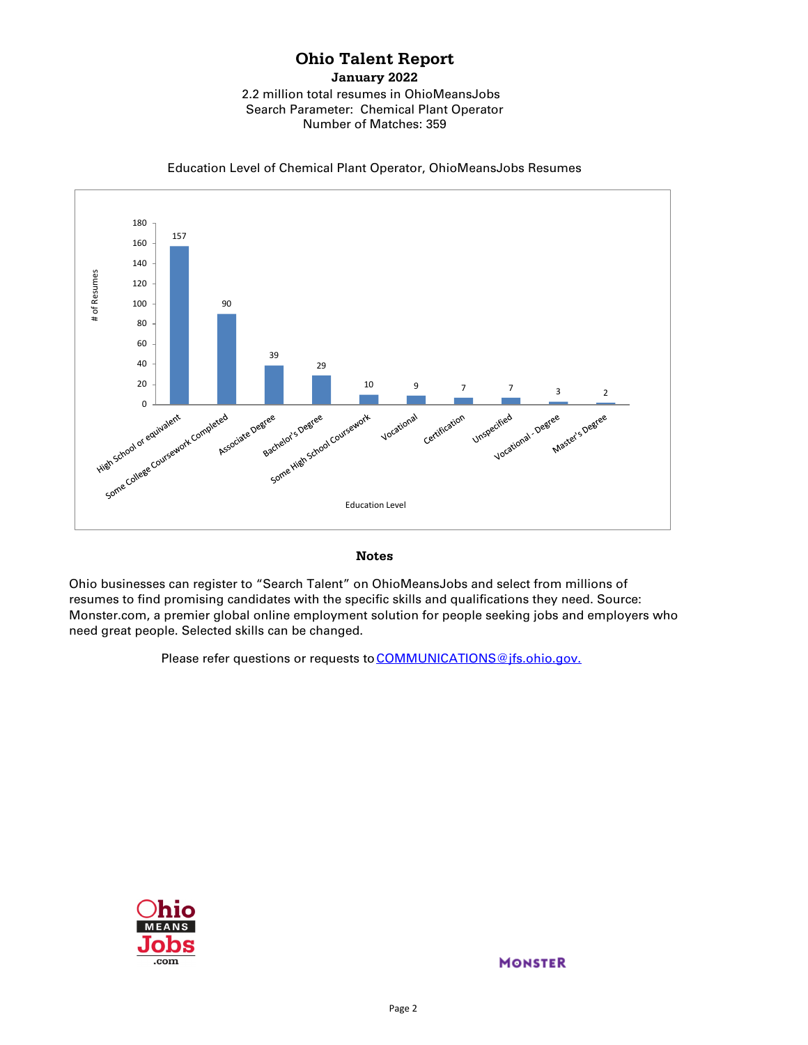# Ohio Talent Report

**January 2022**

2.2 million total resumes in OhioMeansJobs
Search Parameter: Chemical Plant Operator
Number of Matches: 359

Education Level of Chemical Plant Operator, OhioMeansJobs Resumes

\# of Resumes
180
160
140
120
100
80
60
40
20
0

157
90
39
29
10
9
7
7
3
2

High School or equivalent
Some College Coursework Completed
Associate Degree
Bachelor's Degree
Some High School Coursework
Vocational
Certification
Unspecified
Vocational - Degree
Master's Degree

Education Level

## Notes

Ohio businesses can register to "Search Talent" on OhioMeansJobs and select from millions of resumes to find promising candidates with the specific skills and qualifications they need. Source: Monster.com, a premier global online employment solution for people seeking jobs and employers who need great people. Selected skills can be changed.

Please refer questions or requests to COMMUNICATIONS@jfs.ohio.gov.

Ohio MEANS Jobs .com

MONSTER